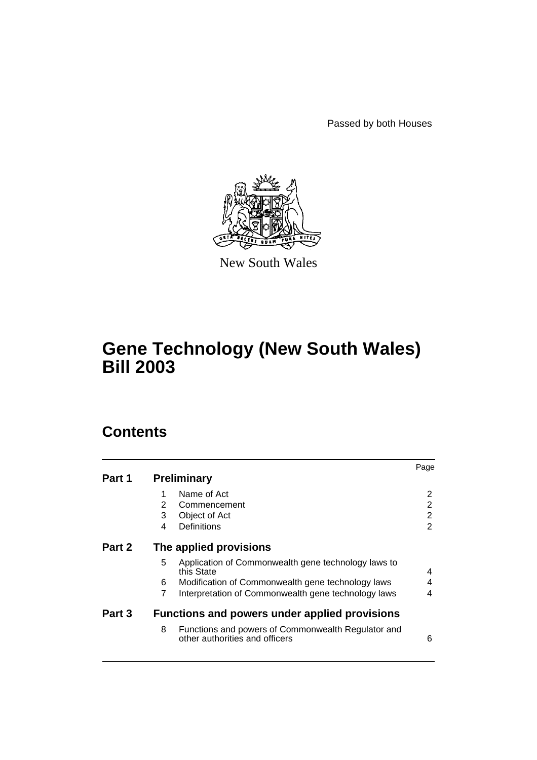Passed by both Houses

New South Wales

# Gene Technology (New South Wales) Bill 2003

## Contents

| | | | Page |
|---|---|---|---|
| **Part 1** | **Preliminary** | | |
| | 1 | Name of Act | 2 |
| | 2 | Commencement | 2 |
| | 3 | Object of Act | 2 |
| | 4 | Definitions | 2 |
| **Part 2** | **The applied provisions** | | |
| | 5 | Application of Commonwealth gene technology laws to this State | 4 |
| | 6 | Modification of Commonwealth gene technology laws | 4 |
| | 7 | Interpretation of Commonwealth gene technology laws | 4 |
| **Part 3** | **Functions and powers under applied provisions** | | |
| | 8 | Functions and powers of Commonwealth Regulator and other authorities and officers | 6 |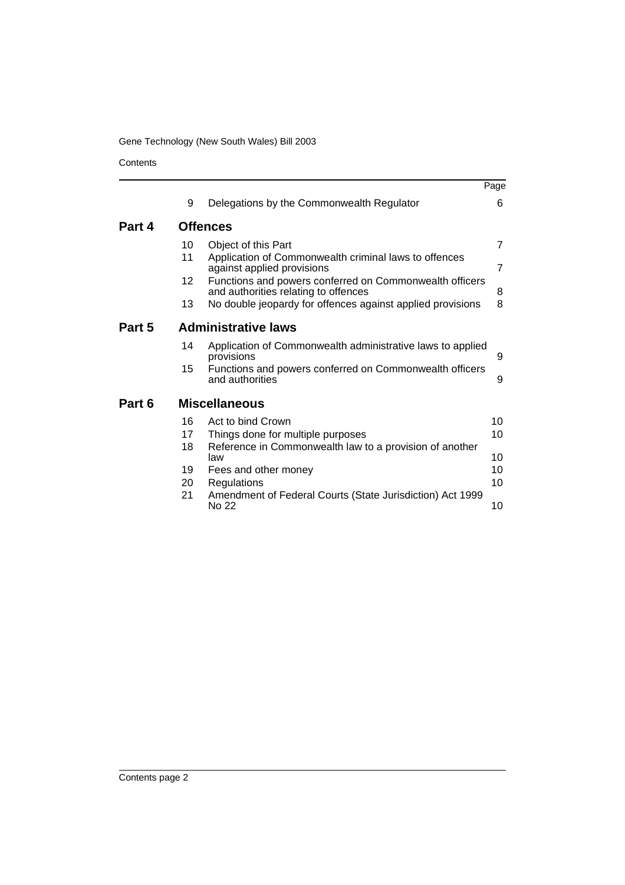| | | | Page |
|---|---|---|---|
| | 9 | Delegations by the Commonwealth Regulator | 6 |
| **Part 4** | **Offences** | | |
| | 10 | Object of this Part | 7 |
| | 11 | Application of Commonwealth criminal laws to offences against applied provisions | 7 |
| | 12 | Functions and powers conferred on Commonwealth officers and authorities relating to offences | 8 |
| | 13 | No double jeopardy for offences against applied provisions | 8 |
| **Part 5** | **Administrative laws** | | |
| | 14 | Application of Commonwealth administrative laws to applied provisions | 9 |
| | 15 | Functions and powers conferred on Commonwealth officers and authorities | 9 |
| **Part 6** | **Miscellaneous** | | |
| | 16 | Act to bind Crown | 10 |
| | 17 | Things done for multiple purposes | 10 |
| | 18 | Reference in Commonwealth law to a provision of another law | 10 |
| | 19 | Fees and other money | 10 |
| | 20 | Regulations | 10 |
| | 21 | Amendment of Federal Courts (State Jurisdiction) Act 1999 No 22 | 10 |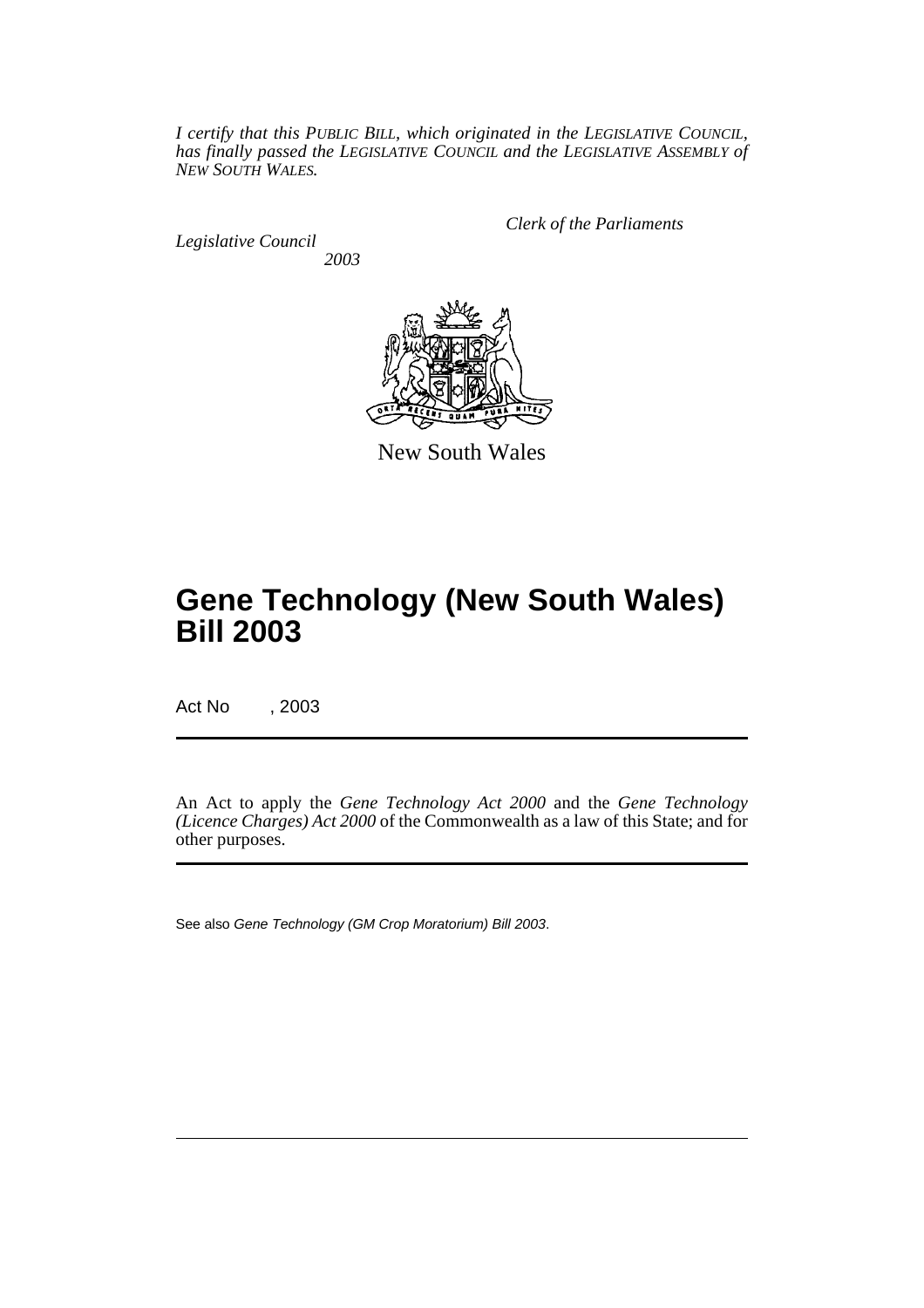*I certify that this PUBLIC BILL, which originated in the LEGISLATIVE COUNCIL, has finally passed the LEGISLATIVE COUNCIL and the LEGISLATIVE ASSEMBLY of NEW SOUTH WALES.*

*Clerk of the Parliaments*

*Legislative Council*

*2003*

New South Wales

# Gene Technology (New South Wales) Bill 2003

Act No , 2003

An Act to apply the *Gene Technology Act 2000* and the *Gene Technology (Licence Charges) Act 2000* of the Commonwealth as a law of this State; and for other purposes.

See also *Gene Technology (GM Crop Moratorium) Bill 2003*.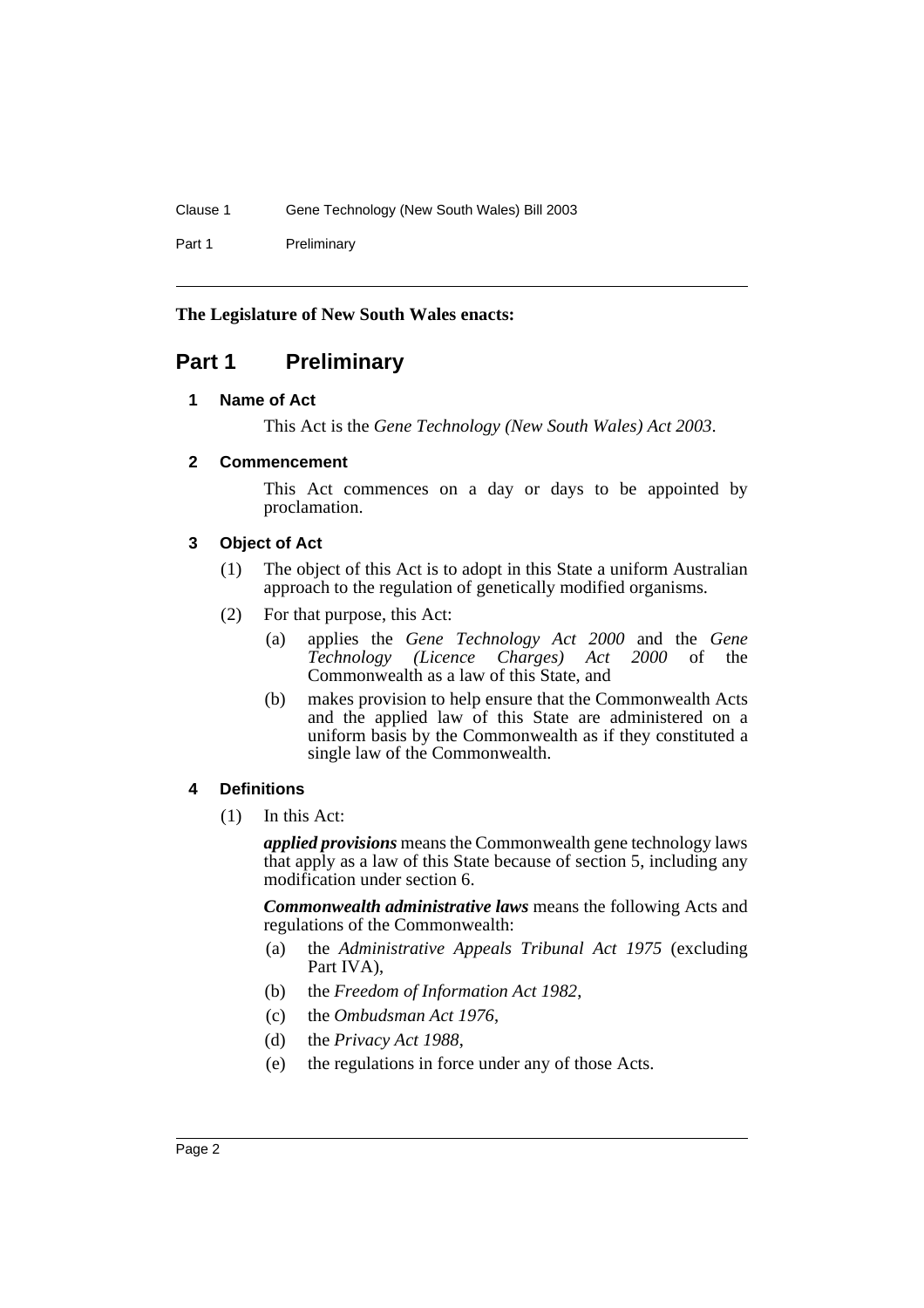**The Legislature of New South Wales enacts:**

# Part 1 Preliminary

### 1 Name of Act

This Act is the *Gene Technology (New South Wales) Act 2003*.

### 2 Commencement

This Act commences on a day or days to be appointed by proclamation.

### 3 Object of Act

(1) The object of this Act is to adopt in this State a uniform Australian approach to the regulation of genetically modified organisms.

(2) For that purpose, this Act:

- (a) applies the *Gene Technology Act 2000* and the *Gene Technology (Licence Charges) Act 2000* of the Commonwealth as a law of this State, and
- (b) makes provision to help ensure that the Commonwealth Acts and the applied law of this State are administered on a uniform basis by the Commonwealth as if they constituted a single law of the Commonwealth.

### 4 Definitions

(1) In this Act:

***applied provisions*** means the Commonwealth gene technology laws that apply as a law of this State because of section 5, including any modification under section 6.

***Commonwealth administrative laws*** means the following Acts and regulations of the Commonwealth:

- (a) the *Administrative Appeals Tribunal Act 1975* (excluding Part IVA),
- (b) the *Freedom of Information Act 1982*,
- (c) the *Ombudsman Act 1976*,
- (d) the *Privacy Act 1988*,
- (e) the regulations in force under any of those Acts.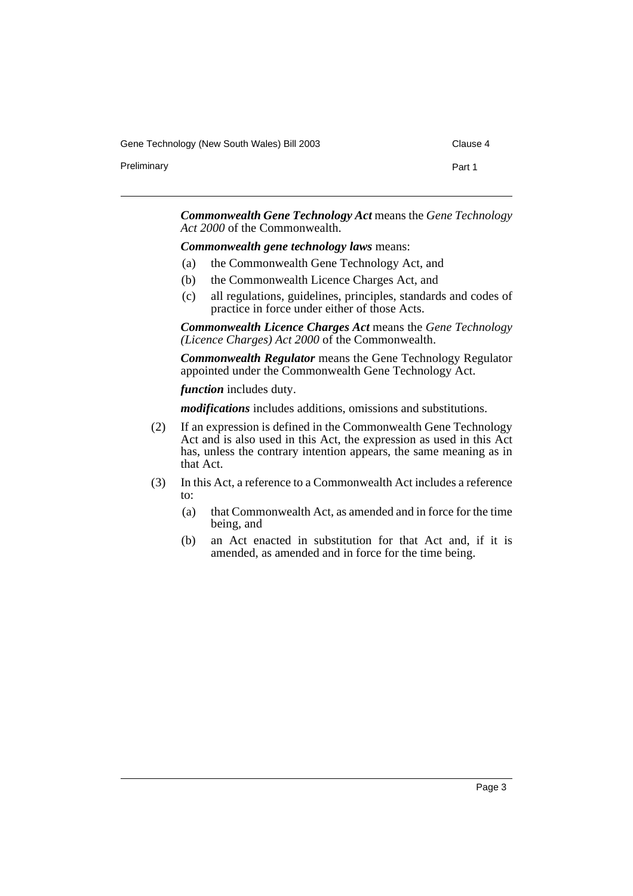***Commonwealth Gene Technology Act*** means the *Gene Technology Act 2000* of the Commonwealth.

***Commonwealth gene technology laws*** means:

- (a) the Commonwealth Gene Technology Act, and
- (b) the Commonwealth Licence Charges Act, and
- (c) all regulations, guidelines, principles, standards and codes of practice in force under either of those Acts.

***Commonwealth Licence Charges Act*** means the *Gene Technology (Licence Charges) Act 2000* of the Commonwealth.

***Commonwealth Regulator*** means the Gene Technology Regulator appointed under the Commonwealth Gene Technology Act.

***function*** includes duty.

***modifications*** includes additions, omissions and substitutions.

(2) If an expression is defined in the Commonwealth Gene Technology Act and is also used in this Act, the expression as used in this Act has, unless the contrary intention appears, the same meaning as in that Act.

(3) In this Act, a reference to a Commonwealth Act includes a reference to:

- (a) that Commonwealth Act, as amended and in force for the time being, and
- (b) an Act enacted in substitution for that Act and, if it is amended, as amended and in force for the time being.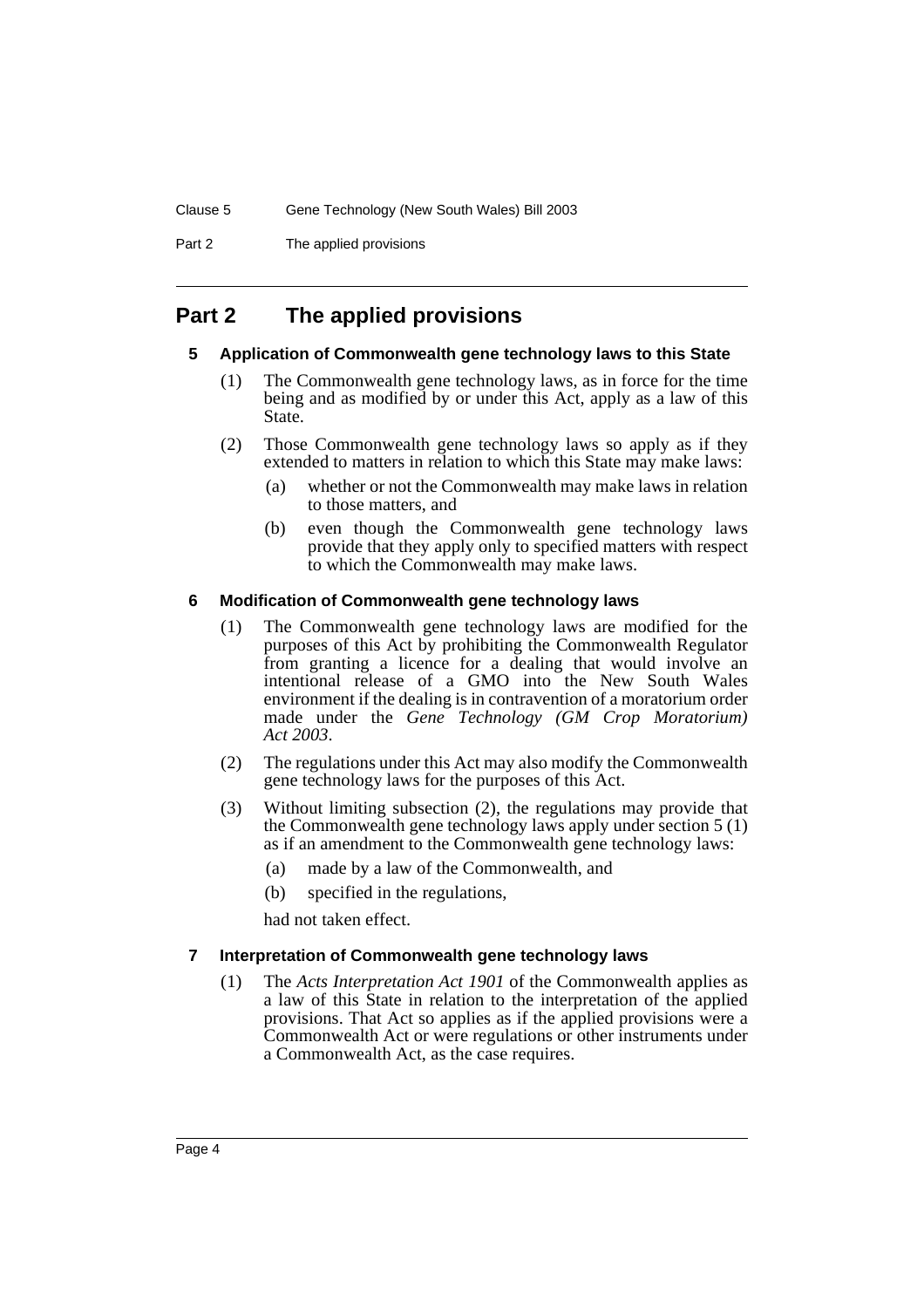## Part 2 The applied provisions

### 5 Application of Commonwealth gene technology laws to this State

(1) The Commonwealth gene technology laws, as in force for the time being and as modified by or under this Act, apply as a law of this State.

(2) Those Commonwealth gene technology laws so apply as if they extended to matters in relation to which this State may make laws:

- (a) whether or not the Commonwealth may make laws in relation to those matters, and
- (b) even though the Commonwealth gene technology laws provide that they apply only to specified matters with respect to which the Commonwealth may make laws.

### 6 Modification of Commonwealth gene technology laws

(1) The Commonwealth gene technology laws are modified for the purposes of this Act by prohibiting the Commonwealth Regulator from granting a licence for a dealing that would involve an intentional release of a GMO into the New South Wales environment if the dealing is in contravention of a moratorium order made under the *Gene Technology (GM Crop Moratorium) Act 2003*.

(2) The regulations under this Act may also modify the Commonwealth gene technology laws for the purposes of this Act.

(3) Without limiting subsection (2), the regulations may provide that the Commonwealth gene technology laws apply under section 5 (1) as if an amendment to the Commonwealth gene technology laws:

- (a) made by a law of the Commonwealth, and
- (b) specified in the regulations,

had not taken effect.

### 7 Interpretation of Commonwealth gene technology laws

(1) The *Acts Interpretation Act 1901* of the Commonwealth applies as a law of this State in relation to the interpretation of the applied provisions. That Act so applies as if the applied provisions were a Commonwealth Act or were regulations or other instruments under a Commonwealth Act, as the case requires.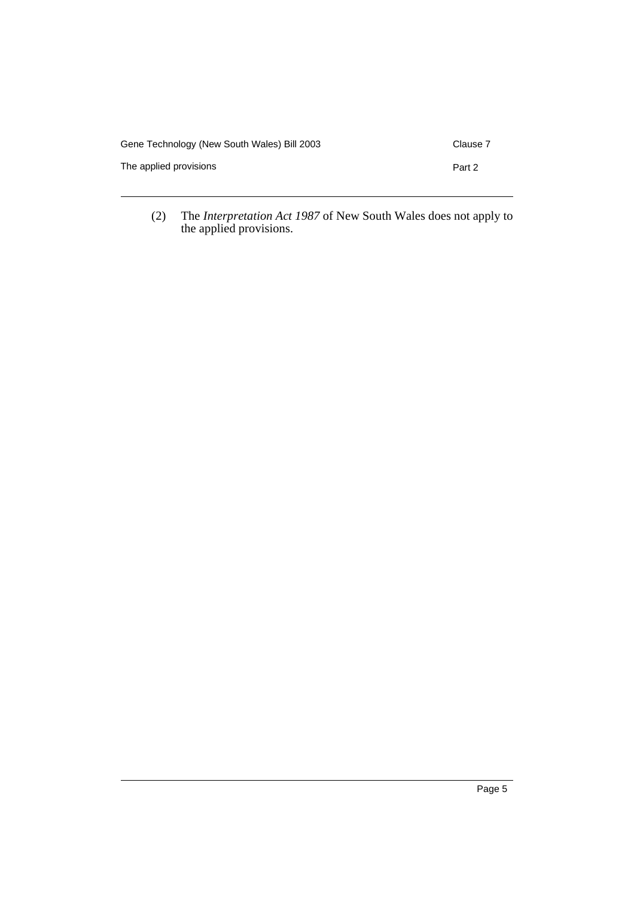(2) The *Interpretation Act 1987* of New South Wales does not apply to the applied provisions.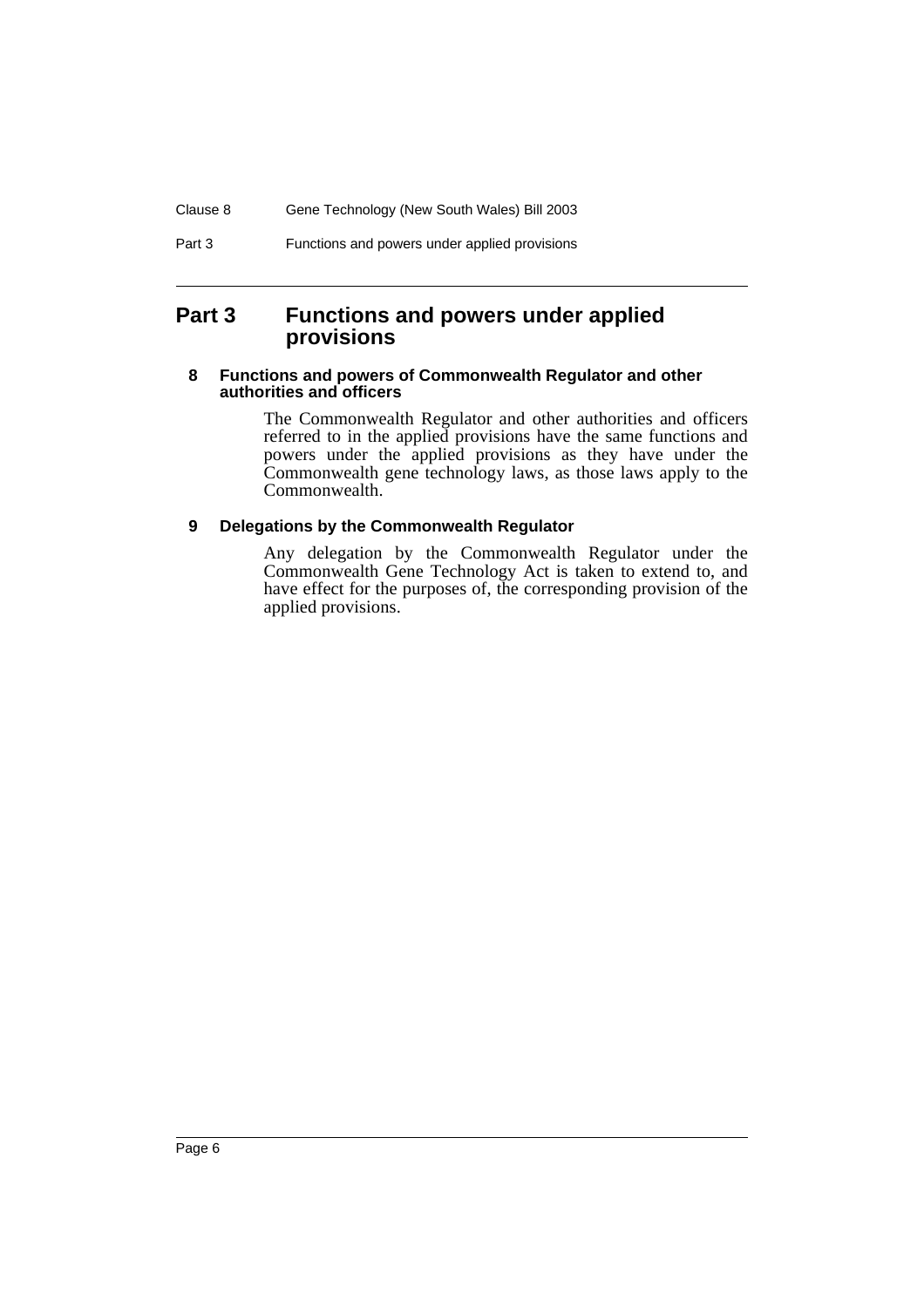## Part 3 Functions and powers under applied provisions

### 8 Functions and powers of Commonwealth Regulator and other authorities and officers

The Commonwealth Regulator and other authorities and officers referred to in the applied provisions have the same functions and powers under the applied provisions as they have under the Commonwealth gene technology laws, as those laws apply to the Commonwealth.

### 9 Delegations by the Commonwealth Regulator

Any delegation by the Commonwealth Regulator under the Commonwealth Gene Technology Act is taken to extend to, and have effect for the purposes of, the corresponding provision of the applied provisions.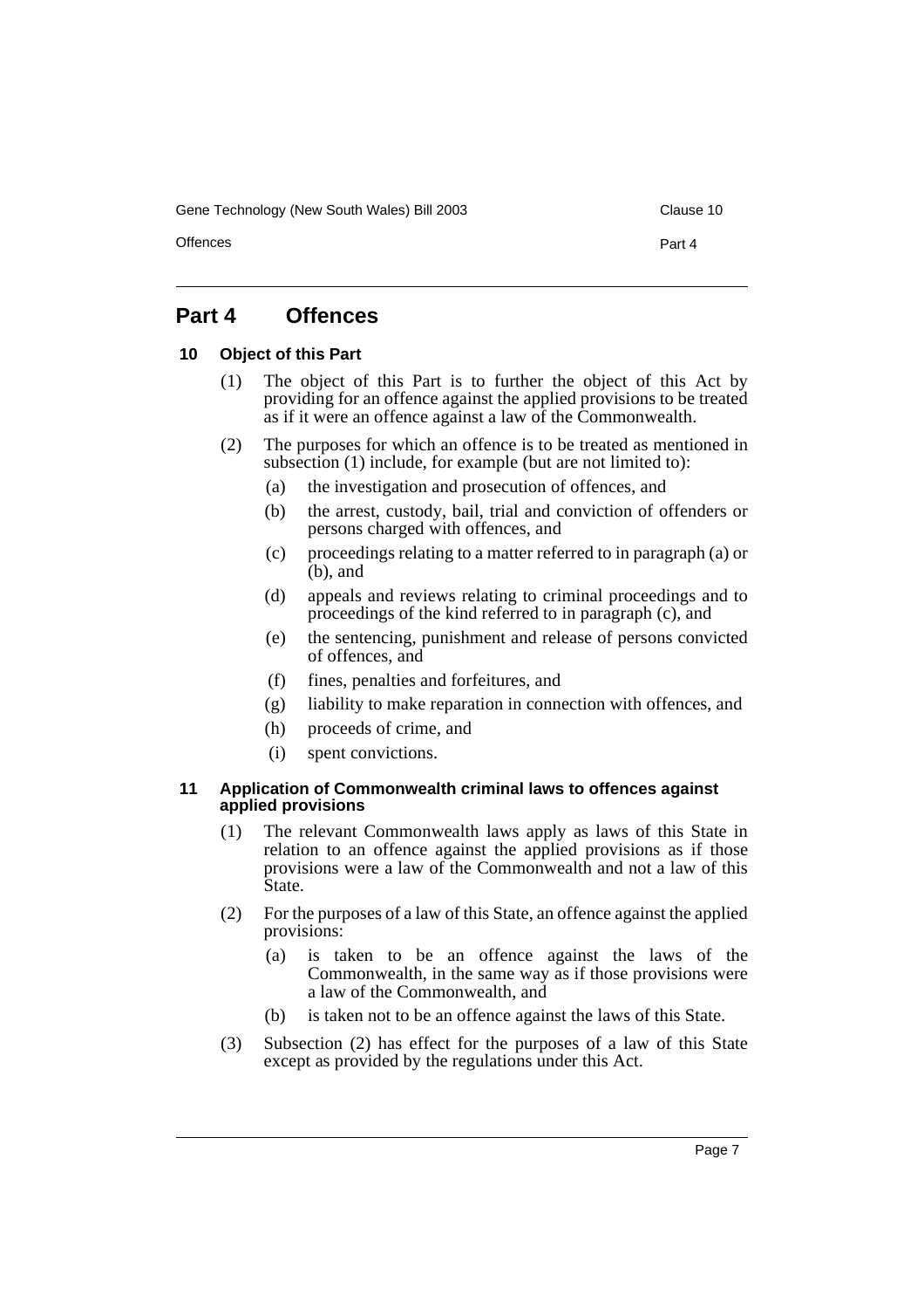# Part 4 Offences

### 10 Object of this Part

(1) The object of this Part is to further the object of this Act by providing for an offence against the applied provisions to be treated as if it were an offence against a law of the Commonwealth.

(2) The purposes for which an offence is to be treated as mentioned in subsection (1) include, for example (but are not limited to):

- (a) the investigation and prosecution of offences, and
- (b) the arrest, custody, bail, trial and conviction of offenders or persons charged with offences, and
- (c) proceedings relating to a matter referred to in paragraph (a) or (b), and
- (d) appeals and reviews relating to criminal proceedings and to proceedings of the kind referred to in paragraph (c), and
- (e) the sentencing, punishment and release of persons convicted of offences, and
- (f) fines, penalties and forfeitures, and
- (g) liability to make reparation in connection with offences, and
- (h) proceeds of crime, and
- (i) spent convictions.

### 11 Application of Commonwealth criminal laws to offences against applied provisions

(1) The relevant Commonwealth laws apply as laws of this State in relation to an offence against the applied provisions as if those provisions were a law of the Commonwealth and not a law of this State.

(2) For the purposes of a law of this State, an offence against the applied provisions:

- (a) is taken to be an offence against the laws of the Commonwealth, in the same way as if those provisions were a law of the Commonwealth, and
- (b) is taken not to be an offence against the laws of this State.

(3) Subsection (2) has effect for the purposes of a law of this State except as provided by the regulations under this Act.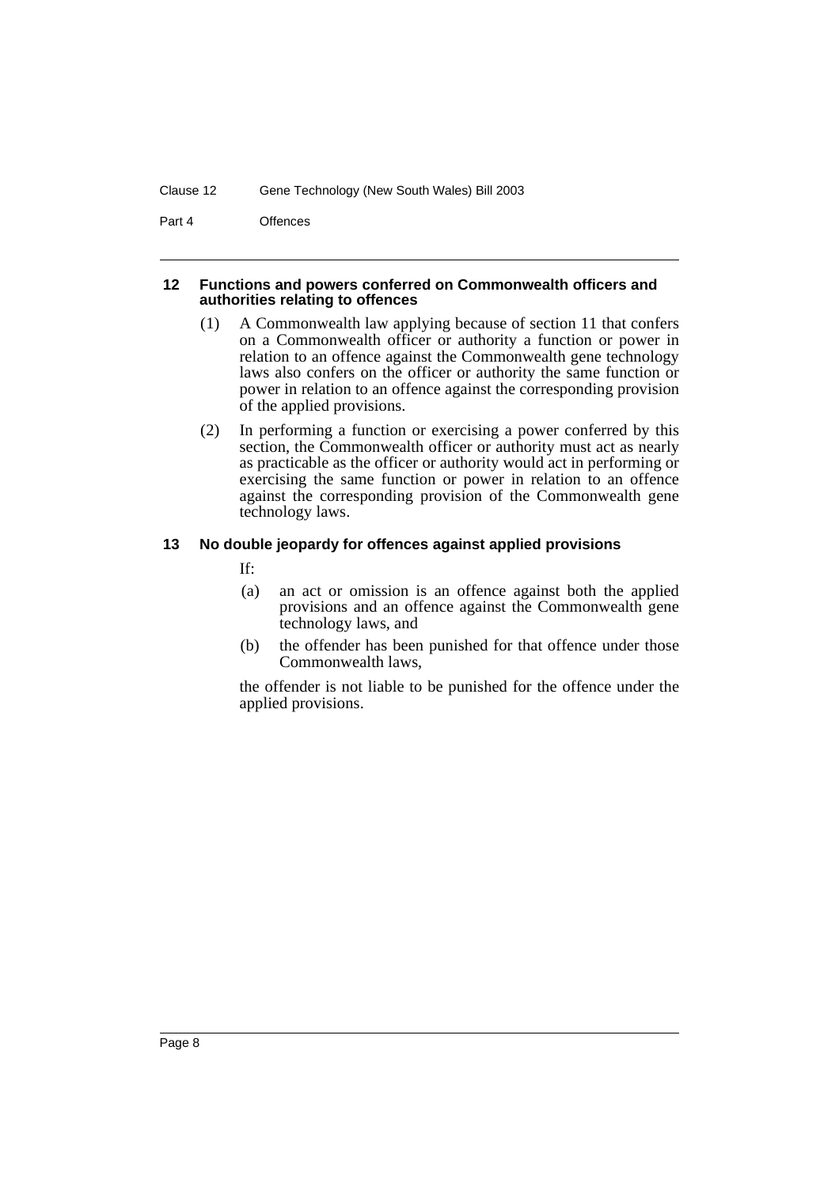### 12 Functions and powers conferred on Commonwealth officers and authorities relating to offences

(1) A Commonwealth law applying because of section 11 that confers on a Commonwealth officer or authority a function or power in relation to an offence against the Commonwealth gene technology laws also confers on the officer or authority the same function or power in relation to an offence against the corresponding provision of the applied provisions.

(2) In performing a function or exercising a power conferred by this section, the Commonwealth officer or authority must act as nearly as practicable as the officer or authority would act in performing or exercising the same function or power in relation to an offence against the corresponding provision of the Commonwealth gene technology laws.

### 13 No double jeopardy for offences against applied provisions

If:

(a) an act or omission is an offence against both the applied provisions and an offence against the Commonwealth gene technology laws, and

(b) the offender has been punished for that offence under those Commonwealth laws,

the offender is not liable to be punished for the offence under the applied provisions.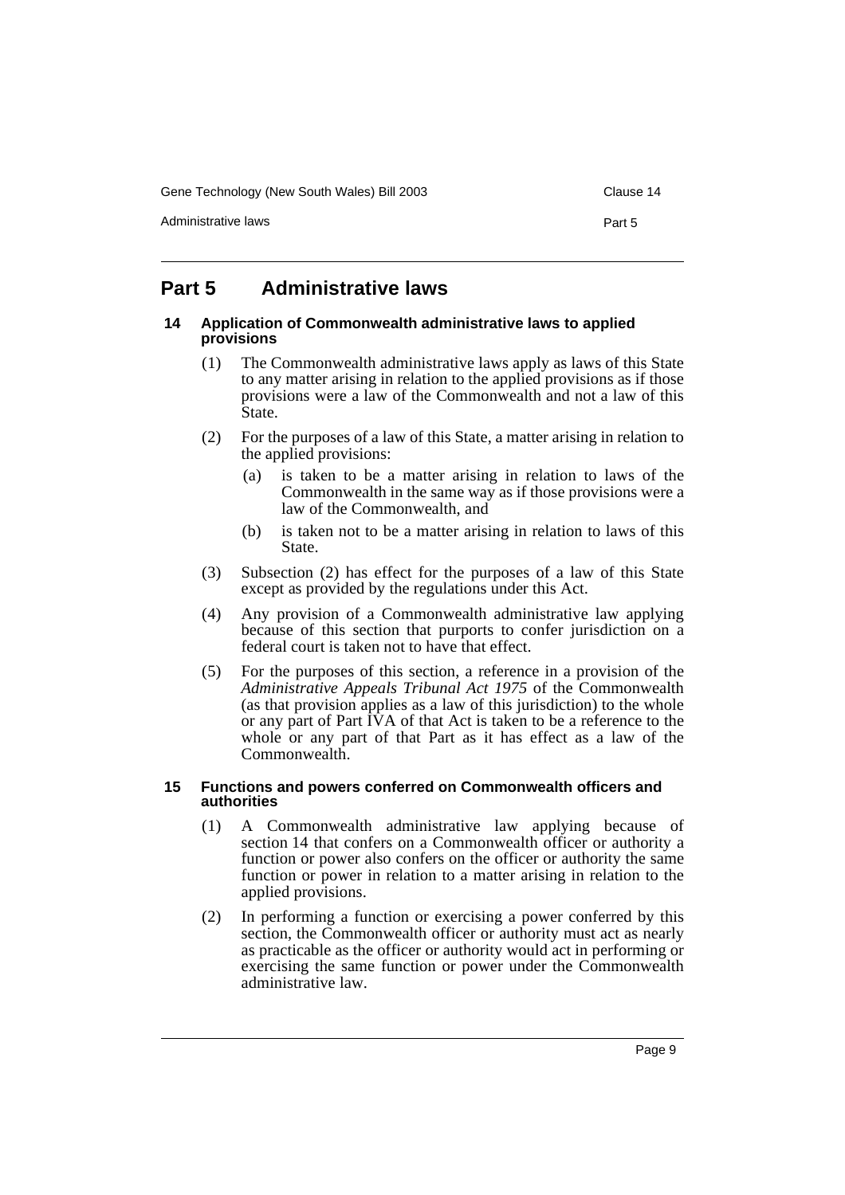## Part 5 Administrative laws

### 14 Application of Commonwealth administrative laws to applied provisions

(1) The Commonwealth administrative laws apply as laws of this State to any matter arising in relation to the applied provisions as if those provisions were a law of the Commonwealth and not a law of this State.

(2) For the purposes of a law of this State, a matter arising in relation to the applied provisions:

- (a) is taken to be a matter arising in relation to laws of the Commonwealth in the same way as if those provisions were a law of the Commonwealth, and
- (b) is taken not to be a matter arising in relation to laws of this State.

(3) Subsection (2) has effect for the purposes of a law of this State except as provided by the regulations under this Act.

(4) Any provision of a Commonwealth administrative law applying because of this section that purports to confer jurisdiction on a federal court is taken not to have that effect.

(5) For the purposes of this section, a reference in a provision of the *Administrative Appeals Tribunal Act 1975* of the Commonwealth (as that provision applies as a law of this jurisdiction) to the whole or any part of Part IVA of that Act is taken to be a reference to the whole or any part of that Part as it has effect as a law of the Commonwealth.

### 15 Functions and powers conferred on Commonwealth officers and authorities

(1) A Commonwealth administrative law applying because of section 14 that confers on a Commonwealth officer or authority a function or power also confers on the officer or authority the same function or power in relation to a matter arising in relation to the applied provisions.

(2) In performing a function or exercising a power conferred by this section, the Commonwealth officer or authority must act as nearly as practicable as the officer or authority would act in performing or exercising the same function or power under the Commonwealth administrative law.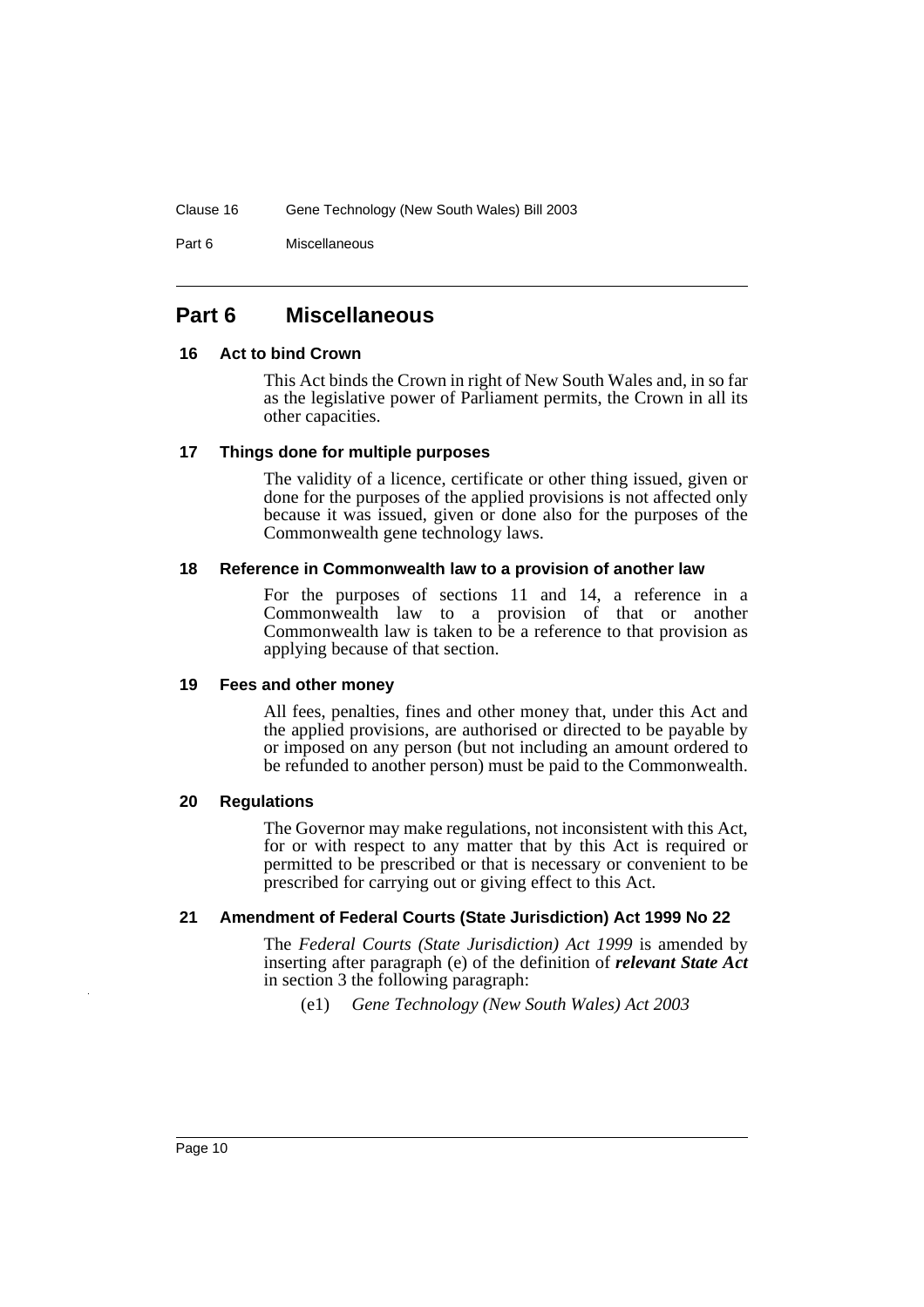## Part 6 Miscellaneous

### 16 Act to bind Crown

This Act binds the Crown in right of New South Wales and, in so far as the legislative power of Parliament permits, the Crown in all its other capacities.

### 17 Things done for multiple purposes

The validity of a licence, certificate or other thing issued, given or done for the purposes of the applied provisions is not affected only because it was issued, given or done also for the purposes of the Commonwealth gene technology laws.

### 18 Reference in Commonwealth law to a provision of another law

For the purposes of sections 11 and 14, a reference in a Commonwealth law to a provision of that or another Commonwealth law is taken to be a reference to that provision as applying because of that section.

### 19 Fees and other money

All fees, penalties, fines and other money that, under this Act and the applied provisions, are authorised or directed to be payable by or imposed on any person (but not including an amount ordered to be refunded to another person) must be paid to the Commonwealth.

### 20 Regulations

The Governor may make regulations, not inconsistent with this Act, for or with respect to any matter that by this Act is required or permitted to be prescribed or that is necessary or convenient to be prescribed for carrying out or giving effect to this Act.

### 21 Amendment of Federal Courts (State Jurisdiction) Act 1999 No 22

The *Federal Courts (State Jurisdiction) Act 1999* is amended by inserting after paragraph (e) of the definition of ***relevant State Act*** in section 3 the following paragraph:

(e1) *Gene Technology (New South Wales) Act 2003*